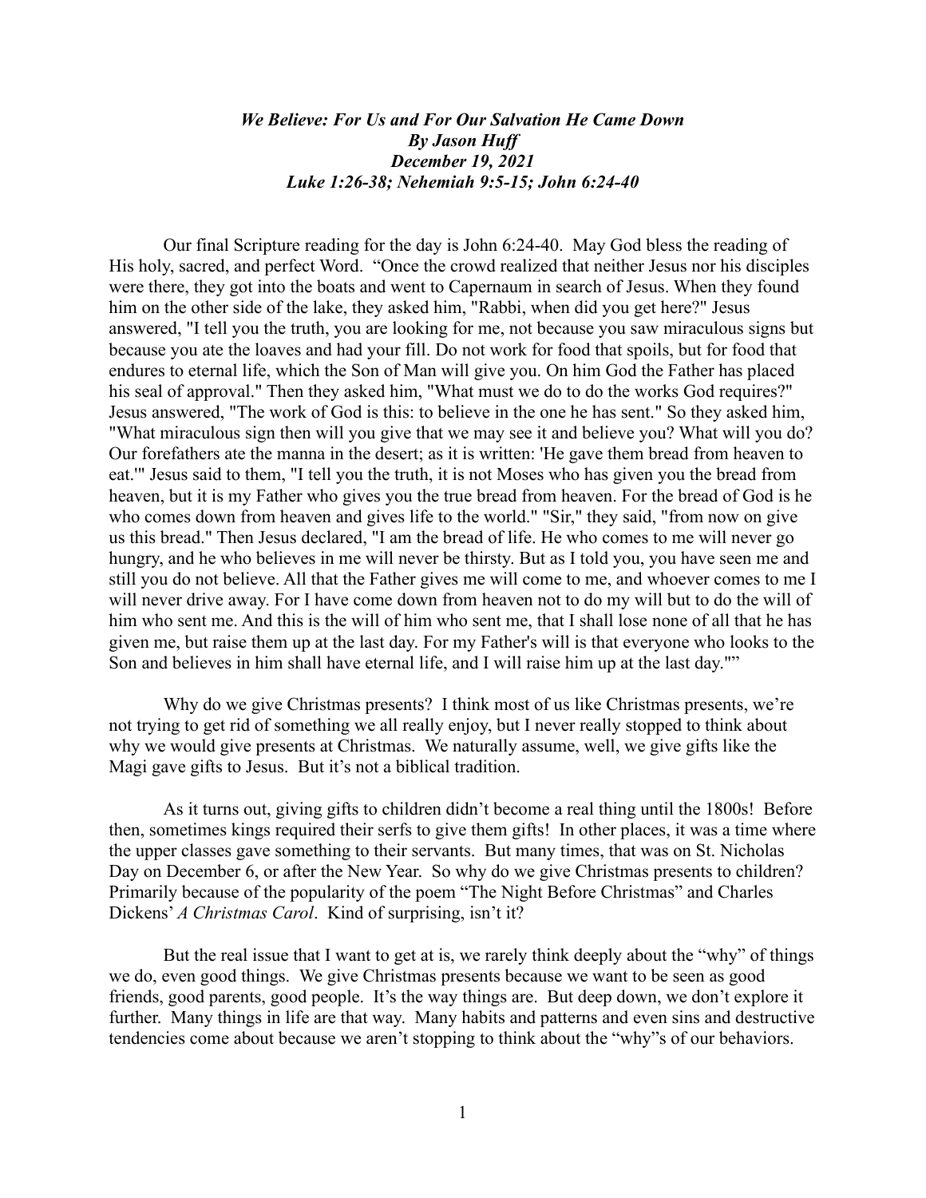***We Believe: For Us and For Our Salvation He Came Down***
***By Jason Huff***
***December 19, 2021***
***Luke 1:26-38; Nehemiah 9:5-15; John 6:24-40***

Our final Scripture reading for the day is John 6:24-40. May God bless the reading of His holy, sacred, and perfect Word. "Once the crowd realized that neither Jesus nor his disciples were there, they got into the boats and went to Capernaum in search of Jesus. When they found him on the other side of the lake, they asked him, "Rabbi, when did you get here?" Jesus answered, "I tell you the truth, you are looking for me, not because you saw miraculous signs but because you ate the loaves and had your fill. Do not work for food that spoils, but for food that endures to eternal life, which the Son of Man will give you. On him God the Father has placed his seal of approval." Then they asked him, "What must we do to do the works God requires?" Jesus answered, "The work of God is this: to believe in the one he has sent." So they asked him, "What miraculous sign then will you give that we may see it and believe you? What will you do? Our forefathers ate the manna in the desert; as it is written: 'He gave them bread from heaven to eat.'" Jesus said to them, "I tell you the truth, it is not Moses who has given you the bread from heaven, but it is my Father who gives you the true bread from heaven. For the bread of God is he who comes down from heaven and gives life to the world." "Sir," they said, "from now on give us this bread." Then Jesus declared, "I am the bread of life. He who comes to me will never go hungry, and he who believes in me will never be thirsty. But as I told you, you have seen me and still you do not believe. All that the Father gives me will come to me, and whoever comes to me I will never drive away. For I have come down from heaven not to do my will but to do the will of him who sent me. And this is the will of him who sent me, that I shall lose none of all that he has given me, but raise them up at the last day. For my Father's will is that everyone who looks to the Son and believes in him shall have eternal life, and I will raise him up at the last day.""

Why do we give Christmas presents? I think most of us like Christmas presents, we're not trying to get rid of something we all really enjoy, but I never really stopped to think about why we would give presents at Christmas. We naturally assume, well, we give gifts like the Magi gave gifts to Jesus. But it's not a biblical tradition.

As it turns out, giving gifts to children didn't become a real thing until the 1800s! Before then, sometimes kings required their serfs to give them gifts! In other places, it was a time where the upper classes gave something to their servants. But many times, that was on St. Nicholas Day on December 6, or after the New Year. So why do we give Christmas presents to children? Primarily because of the popularity of the poem "The Night Before Christmas" and Charles Dickens' *A Christmas Carol*. Kind of surprising, isn't it?

But the real issue that I want to get at is, we rarely think deeply about the "why" of things we do, even good things. We give Christmas presents because we want to be seen as good friends, good parents, good people. It's the way things are. But deep down, we don't explore it further. Many things in life are that way. Many habits and patterns and even sins and destructive tendencies come about because we aren't stopping to think about the "why"s of our behaviors.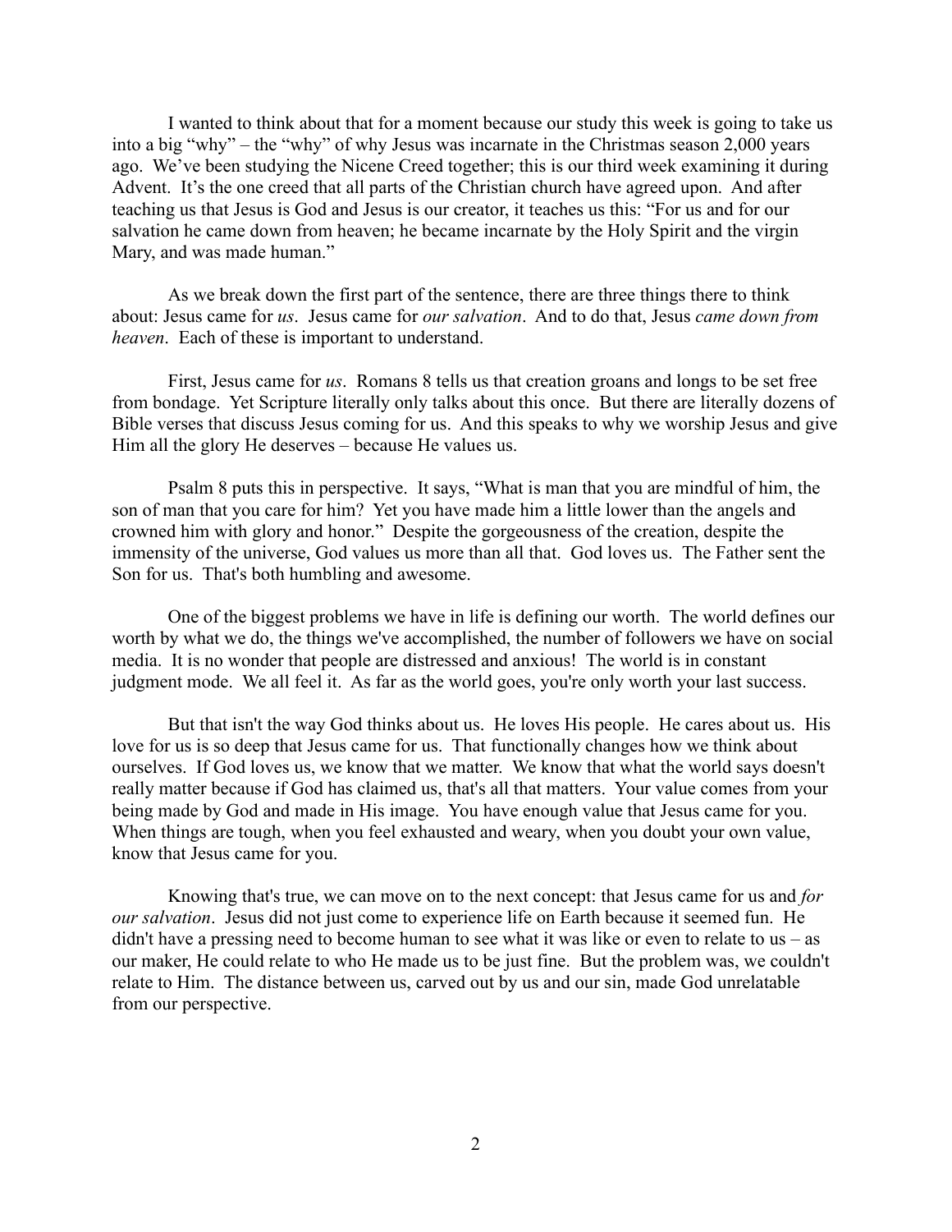I wanted to think about that for a moment because our study this week is going to take us into a big "why" – the "why" of why Jesus was incarnate in the Christmas season 2,000 years ago. We've been studying the Nicene Creed together; this is our third week examining it during Advent. It's the one creed that all parts of the Christian church have agreed upon. And after teaching us that Jesus is God and Jesus is our creator, it teaches us this: "For us and for our salvation he came down from heaven; he became incarnate by the Holy Spirit and the virgin Mary, and was made human."

As we break down the first part of the sentence, there are three things there to think about: Jesus came for *us*. Jesus came for *our salvation*. And to do that, Jesus *came down from heaven*. Each of these is important to understand.

First, Jesus came for *us*. Romans 8 tells us that creation groans and longs to be set free from bondage. Yet Scripture literally only talks about this once. But there are literally dozens of Bible verses that discuss Jesus coming for us. And this speaks to why we worship Jesus and give Him all the glory He deserves – because He values us.

Psalm 8 puts this in perspective. It says, "What is man that you are mindful of him, the son of man that you care for him? Yet you have made him a little lower than the angels and crowned him with glory and honor." Despite the gorgeousness of the creation, despite the immensity of the universe, God values us more than all that. God loves us. The Father sent the Son for us. That's both humbling and awesome.

One of the biggest problems we have in life is defining our worth. The world defines our worth by what we do, the things we've accomplished, the number of followers we have on social media. It is no wonder that people are distressed and anxious! The world is in constant judgment mode. We all feel it. As far as the world goes, you're only worth your last success.

But that isn't the way God thinks about us. He loves His people. He cares about us. His love for us is so deep that Jesus came for us. That functionally changes how we think about ourselves. If God loves us, we know that we matter. We know that what the world says doesn't really matter because if God has claimed us, that's all that matters. Your value comes from your being made by God and made in His image. You have enough value that Jesus came for you. When things are tough, when you feel exhausted and weary, when you doubt your own value, know that Jesus came for you.

Knowing that's true, we can move on to the next concept: that Jesus came for us and *for our salvation*. Jesus did not just come to experience life on Earth because it seemed fun. He didn't have a pressing need to become human to see what it was like or even to relate to us – as our maker, He could relate to who He made us to be just fine. But the problem was, we couldn't relate to Him. The distance between us, carved out by us and our sin, made God unrelatable from our perspective.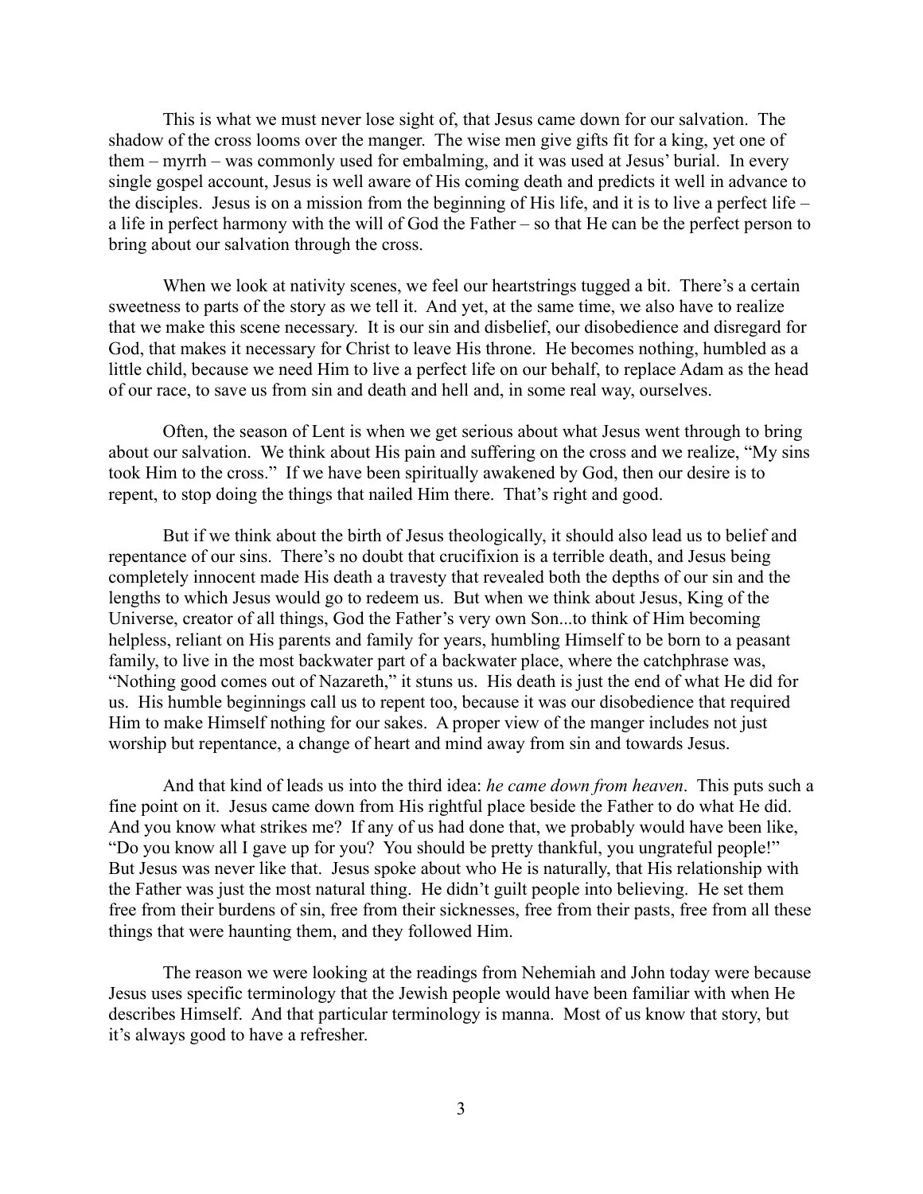This is what we must never lose sight of, that Jesus came down for our salvation. The shadow of the cross looms over the manger. The wise men give gifts fit for a king, yet one of them – myrrh – was commonly used for embalming, and it was used at Jesus' burial. In every single gospel account, Jesus is well aware of His coming death and predicts it well in advance to the disciples. Jesus is on a mission from the beginning of His life, and it is to live a perfect life – a life in perfect harmony with the will of God the Father – so that He can be the perfect person to bring about our salvation through the cross.

When we look at nativity scenes, we feel our heartstrings tugged a bit. There's a certain sweetness to parts of the story as we tell it. And yet, at the same time, we also have to realize that we make this scene necessary. It is our sin and disbelief, our disobedience and disregard for God, that makes it necessary for Christ to leave His throne. He becomes nothing, humbled as a little child, because we need Him to live a perfect life on our behalf, to replace Adam as the head of our race, to save us from sin and death and hell and, in some real way, ourselves.

Often, the season of Lent is when we get serious about what Jesus went through to bring about our salvation. We think about His pain and suffering on the cross and we realize, "My sins took Him to the cross." If we have been spiritually awakened by God, then our desire is to repent, to stop doing the things that nailed Him there. That's right and good.

But if we think about the birth of Jesus theologically, it should also lead us to belief and repentance of our sins. There's no doubt that crucifixion is a terrible death, and Jesus being completely innocent made His death a travesty that revealed both the depths of our sin and the lengths to which Jesus would go to redeem us. But when we think about Jesus, King of the Universe, creator of all things, God the Father's very own Son...to think of Him becoming helpless, reliant on His parents and family for years, humbling Himself to be born to a peasant family, to live in the most backwater part of a backwater place, where the catchphrase was, "Nothing good comes out of Nazareth," it stuns us. His death is just the end of what He did for us. His humble beginnings call us to repent too, because it was our disobedience that required Him to make Himself nothing for our sakes. A proper view of the manger includes not just worship but repentance, a change of heart and mind away from sin and towards Jesus.

And that kind of leads us into the third idea: *he came down from heaven*. This puts such a fine point on it. Jesus came down from His rightful place beside the Father to do what He did. And you know what strikes me? If any of us had done that, we probably would have been like, "Do you know all I gave up for you? You should be pretty thankful, you ungrateful people!" But Jesus was never like that. Jesus spoke about who He is naturally, that His relationship with the Father was just the most natural thing. He didn't guilt people into believing. He set them free from their burdens of sin, free from their sicknesses, free from their pasts, free from all these things that were haunting them, and they followed Him.

The reason we were looking at the readings from Nehemiah and John today were because Jesus uses specific terminology that the Jewish people would have been familiar with when He describes Himself. And that particular terminology is manna. Most of us know that story, but it's always good to have a refresher.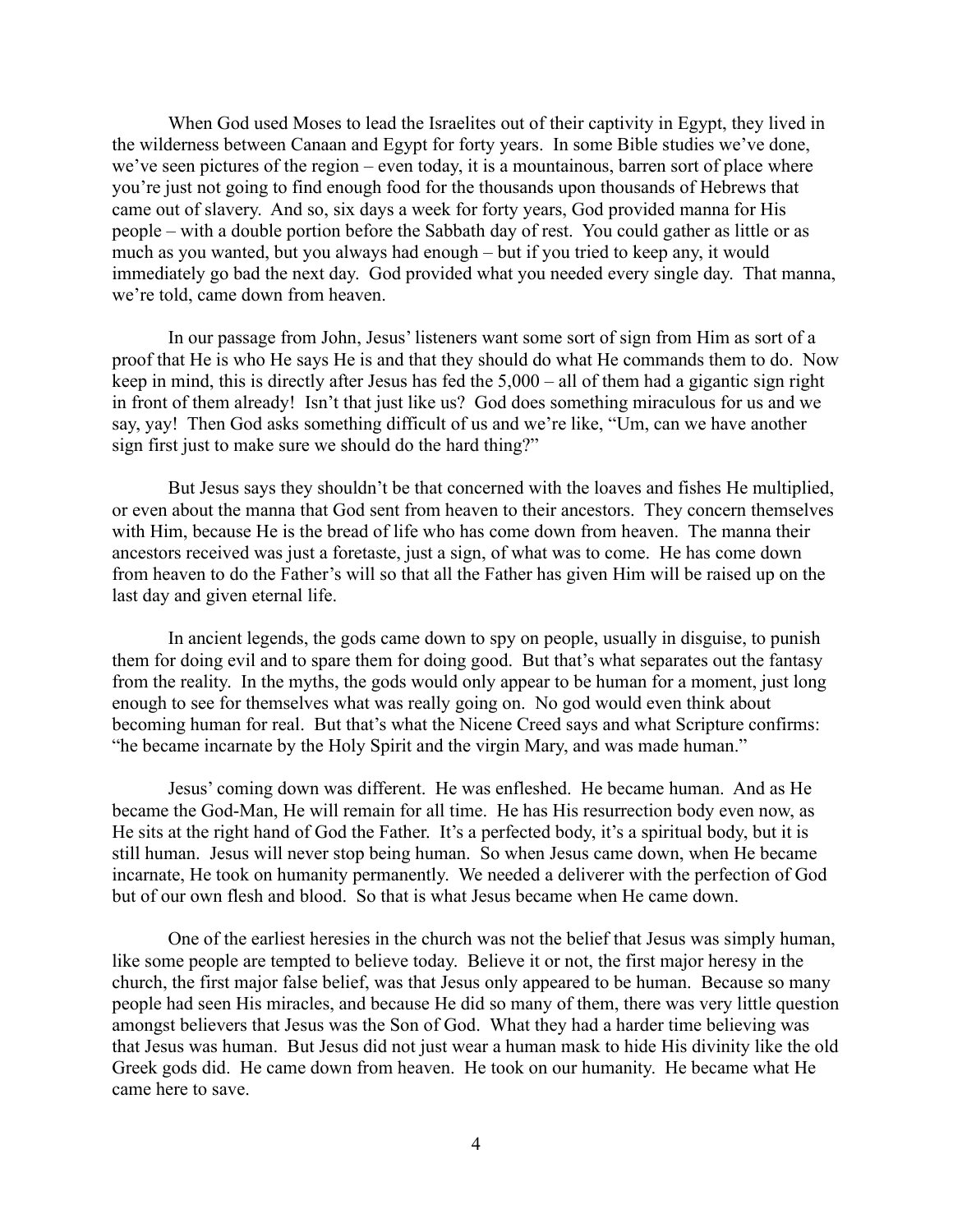When God used Moses to lead the Israelites out of their captivity in Egypt, they lived in the wilderness between Canaan and Egypt for forty years. In some Bible studies we've done, we've seen pictures of the region – even today, it is a mountainous, barren sort of place where you're just not going to find enough food for the thousands upon thousands of Hebrews that came out of slavery. And so, six days a week for forty years, God provided manna for His people – with a double portion before the Sabbath day of rest. You could gather as little or as much as you wanted, but you always had enough – but if you tried to keep any, it would immediately go bad the next day. God provided what you needed every single day. That manna, we're told, came down from heaven.

In our passage from John, Jesus' listeners want some sort of sign from Him as sort of a proof that He is who He says He is and that they should do what He commands them to do. Now keep in mind, this is directly after Jesus has fed the 5,000 – all of them had a gigantic sign right in front of them already! Isn't that just like us? God does something miraculous for us and we say, yay! Then God asks something difficult of us and we're like, "Um, can we have another sign first just to make sure we should do the hard thing?"

But Jesus says they shouldn't be that concerned with the loaves and fishes He multiplied, or even about the manna that God sent from heaven to their ancestors. They concern themselves with Him, because He is the bread of life who has come down from heaven. The manna their ancestors received was just a foretaste, just a sign, of what was to come. He has come down from heaven to do the Father's will so that all the Father has given Him will be raised up on the last day and given eternal life.

In ancient legends, the gods came down to spy on people, usually in disguise, to punish them for doing evil and to spare them for doing good. But that's what separates out the fantasy from the reality. In the myths, the gods would only appear to be human for a moment, just long enough to see for themselves what was really going on. No god would even think about becoming human for real. But that's what the Nicene Creed says and what Scripture confirms: "he became incarnate by the Holy Spirit and the virgin Mary, and was made human."

Jesus' coming down was different. He was enfleshed. He became human. And as He became the God-Man, He will remain for all time. He has His resurrection body even now, as He sits at the right hand of God the Father. It's a perfected body, it's a spiritual body, but it is still human. Jesus will never stop being human. So when Jesus came down, when He became incarnate, He took on humanity permanently. We needed a deliverer with the perfection of God but of our own flesh and blood. So that is what Jesus became when He came down.

One of the earliest heresies in the church was not the belief that Jesus was simply human, like some people are tempted to believe today. Believe it or not, the first major heresy in the church, the first major false belief, was that Jesus only appeared to be human. Because so many people had seen His miracles, and because He did so many of them, there was very little question amongst believers that Jesus was the Son of God. What they had a harder time believing was that Jesus was human. But Jesus did not just wear a human mask to hide His divinity like the old Greek gods did. He came down from heaven. He took on our humanity. He became what He came here to save.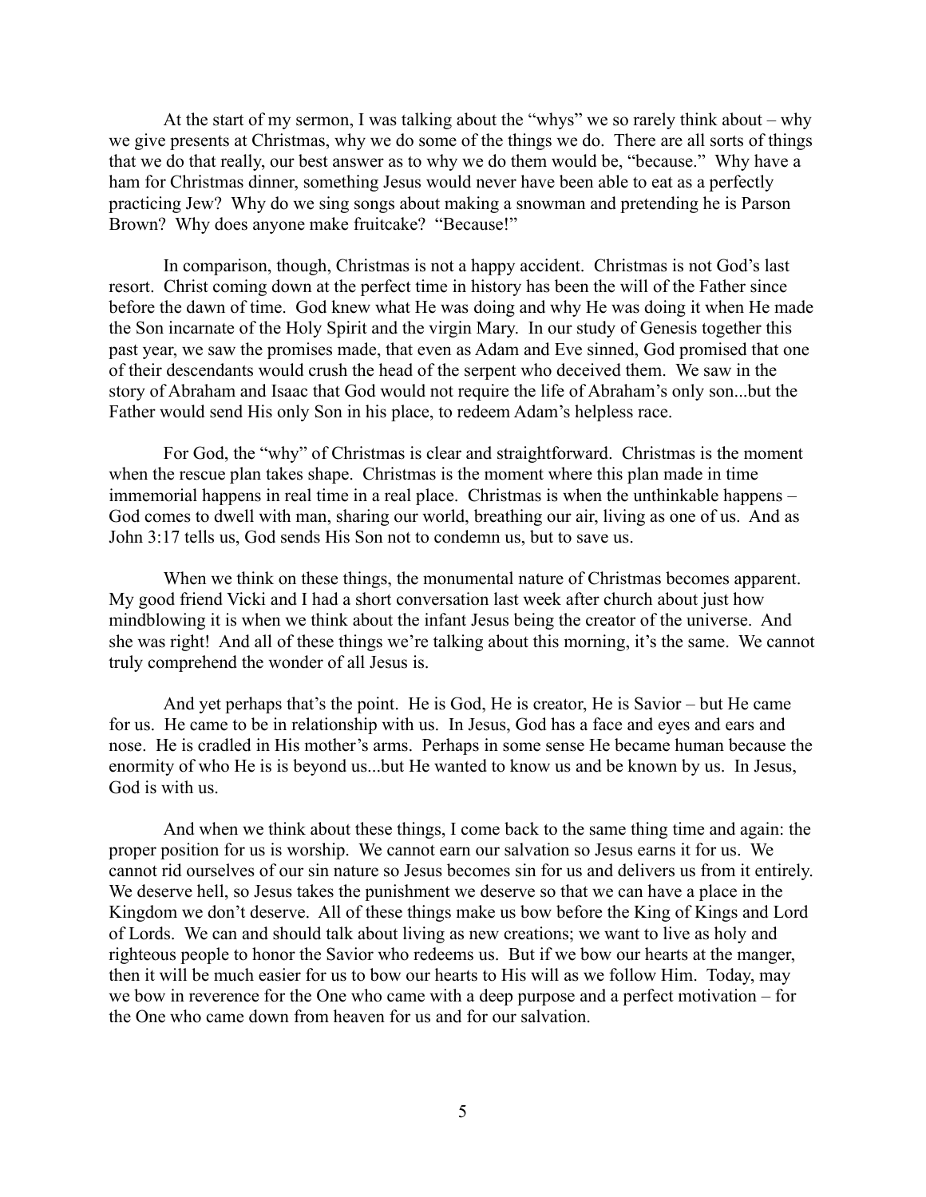At the start of my sermon, I was talking about the "whys" we so rarely think about – why we give presents at Christmas, why we do some of the things we do. There are all sorts of things that we do that really, our best answer as to why we do them would be, "because." Why have a ham for Christmas dinner, something Jesus would never have been able to eat as a perfectly practicing Jew? Why do we sing songs about making a snowman and pretending he is Parson Brown? Why does anyone make fruitcake? "Because!"

In comparison, though, Christmas is not a happy accident. Christmas is not God's last resort. Christ coming down at the perfect time in history has been the will of the Father since before the dawn of time. God knew what He was doing and why He was doing it when He made the Son incarnate of the Holy Spirit and the virgin Mary. In our study of Genesis together this past year, we saw the promises made, that even as Adam and Eve sinned, God promised that one of their descendants would crush the head of the serpent who deceived them. We saw in the story of Abraham and Isaac that God would not require the life of Abraham's only son...but the Father would send His only Son in his place, to redeem Adam's helpless race.

For God, the "why" of Christmas is clear and straightforward. Christmas is the moment when the rescue plan takes shape. Christmas is the moment where this plan made in time immemorial happens in real time in a real place. Christmas is when the unthinkable happens – God comes to dwell with man, sharing our world, breathing our air, living as one of us. And as John 3:17 tells us, God sends His Son not to condemn us, but to save us.

When we think on these things, the monumental nature of Christmas becomes apparent. My good friend Vicki and I had a short conversation last week after church about just how mindblowing it is when we think about the infant Jesus being the creator of the universe. And she was right! And all of these things we're talking about this morning, it's the same. We cannot truly comprehend the wonder of all Jesus is.

And yet perhaps that's the point. He is God, He is creator, He is Savior – but He came for us. He came to be in relationship with us. In Jesus, God has a face and eyes and ears and nose. He is cradled in His mother's arms. Perhaps in some sense He became human because the enormity of who He is is beyond us...but He wanted to know us and be known by us. In Jesus, God is with us.

And when we think about these things, I come back to the same thing time and again: the proper position for us is worship. We cannot earn our salvation so Jesus earns it for us. We cannot rid ourselves of our sin nature so Jesus becomes sin for us and delivers us from it entirely. We deserve hell, so Jesus takes the punishment we deserve so that we can have a place in the Kingdom we don't deserve. All of these things make us bow before the King of Kings and Lord of Lords. We can and should talk about living as new creations; we want to live as holy and righteous people to honor the Savior who redeems us. But if we bow our hearts at the manger, then it will be much easier for us to bow our hearts to His will as we follow Him. Today, may we bow in reverence for the One who came with a deep purpose and a perfect motivation – for the One who came down from heaven for us and for our salvation.